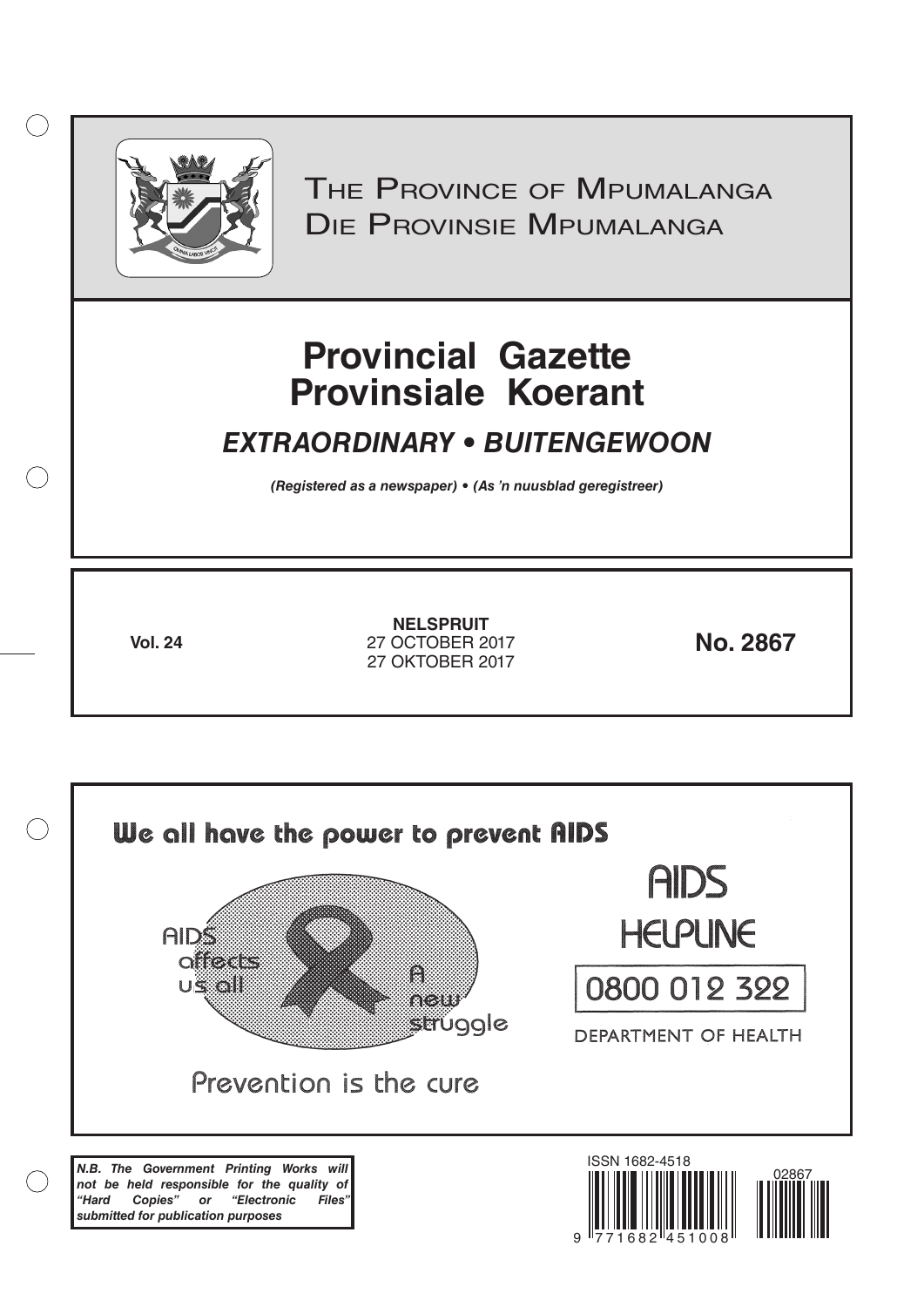The Province of Mpumalanga
Die Provinsie Mpumalanga

# Provincial Gazette
# Provinsiale Koerant

## *EXTRAORDINARY • BUITENGEWOON*

***(Registered as a newspaper) • (As 'n nuusblad geregistreer)***

| **Vol. 24** | **NELSPRUIT**<br>27 OCTOBER 2017<br>27 OKTOBER 2017 | **No. 2867** |
|---|---|---|

We all have the power to prevent AIDS

AIDS affects us all

A new struggle

Prevention is the cure

AIDS HELPLINE

0800 012 322

DEPARTMENT OF HEALTH

***N.B. The Government Printing Works will not be held responsible for the quality of "Hard Copies" or "Electronic Files" submitted for publication purposes***

ISSN 1682-4518

02867

9 771682 451008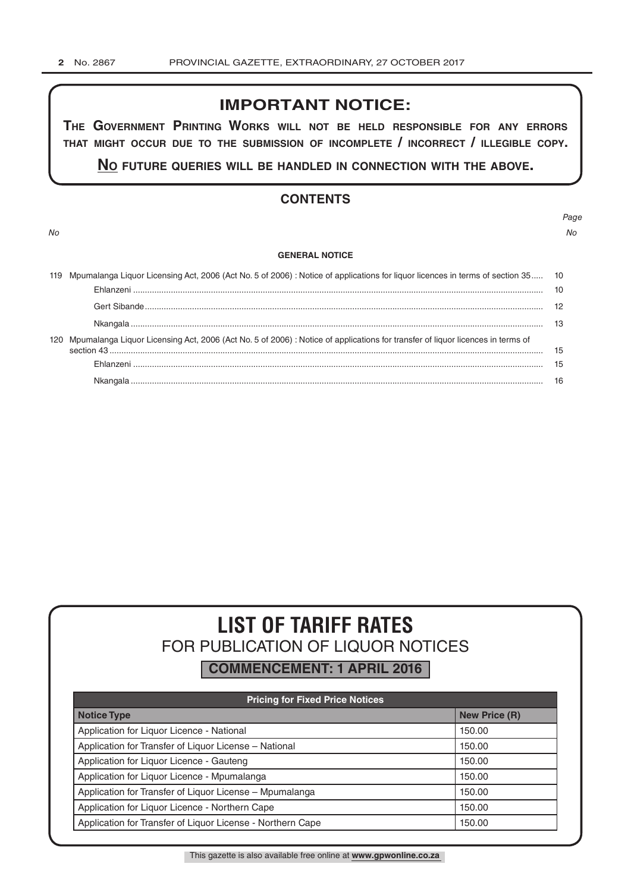## IMPORTANT NOTICE:

**THE GOVERNMENT PRINTING WORKS WILL NOT BE HELD RESPONSIBLE FOR ANY ERRORS THAT MIGHT OCCUR DUE TO THE SUBMISSION OF INCOMPLETE / INCORRECT / ILLEGIBLE COPY.**

**NO FUTURE QUERIES WILL BE HANDLED IN CONNECTION WITH THE ABOVE.**

## CONTENTS

| *No* | | *Page No* |
|---|---|---|
| | **GENERAL NOTICE** | |
| 119 | Mpumalanga Liquor Licensing Act, 2006 (Act No. 5 of 2006) : Notice of applications for liquor licences in terms of section 35 | 10 |
| | Ehlanzeni | 10 |
| | Gert Sibande | 12 |
| | Nkangala | 13 |
| 120 | Mpumalanga Liquor Licensing Act, 2006 (Act No. 5 of 2006) : Notice of applications for transfer of liquor licences in terms of section 43 | 15 |
| | Ehlanzeni | 15 |
| | Nkangala | 16 |

# LIST OF TARIFF RATES

## FOR PUBLICATION OF LIQUOR NOTICES

**COMMENCEMENT: 1 APRIL 2016**

| Pricing for Fixed Price Notices | |
|---|---|
| **Notice Type** | **New Price (R)** |
| Application for Liquor Licence - National | 150.00 |
| Application for Transfer of Liquor License – National | 150.00 |
| Application for Liquor Licence - Gauteng | 150.00 |
| Application for Liquor Licence - Mpumalanga | 150.00 |
| Application for Transfer of Liquor License – Mpumalanga | 150.00 |
| Application for Liquor Licence - Northern Cape | 150.00 |
| Application for Transfer of Liquor License - Northern Cape | 150.00 |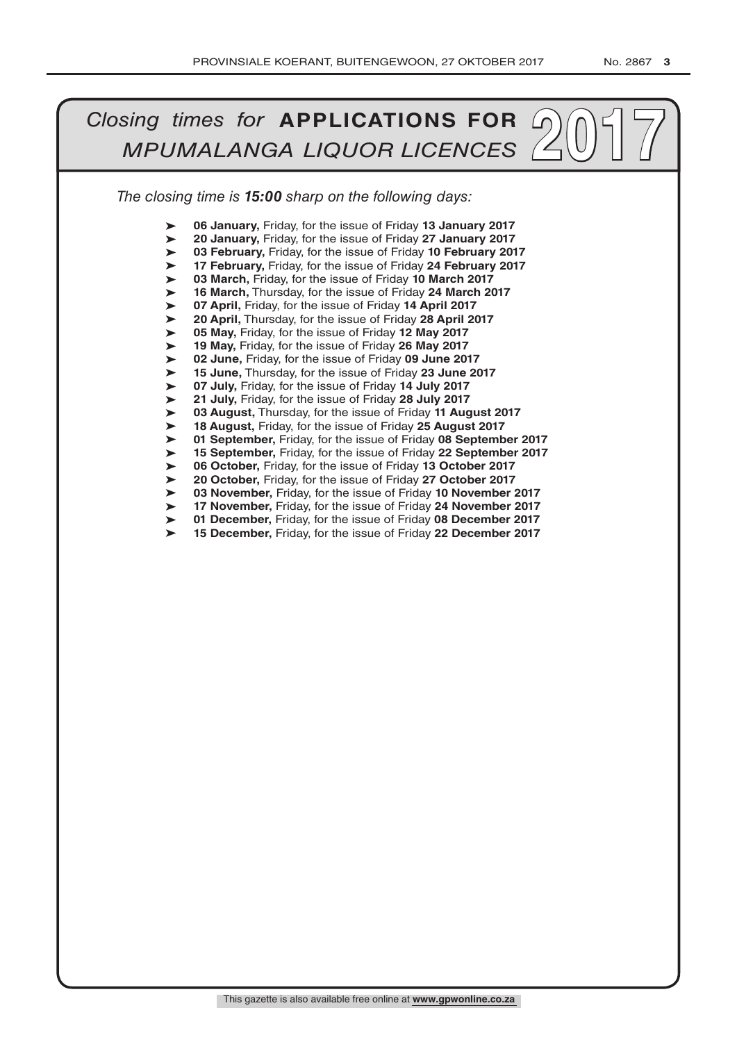# *Closing times for* **APPLICATIONS FOR** *MPUMALANGA LIQUOR LICENCES* 2017

*The closing time is **15:00** sharp on the following days:*

- **06 January,** Friday, for the issue of Friday **13 January 2017**
- **20 January,** Friday, for the issue of Friday **27 January 2017**
- **03 February,** Friday, for the issue of Friday **10 February 2017**
- **17 February,** Friday, for the issue of Friday **24 February 2017**
- **03 March,** Friday, for the issue of Friday **10 March 2017**
- **16 March,** Thursday, for the issue of Friday **24 March 2017**
- **07 April,** Friday, for the issue of Friday **14 April 2017**
- **20 April,** Thursday, for the issue of Friday **28 April 2017**
- **05 May,** Friday, for the issue of Friday **12 May 2017**
- **19 May,** Friday, for the issue of Friday **26 May 2017**
- **02 June,** Friday, for the issue of Friday **09 June 2017**
- **15 June,** Thursday, for the issue of Friday **23 June 2017**
- **07 July,** Friday, for the issue of Friday **14 July 2017**
- **21 July,** Friday, for the issue of Friday **28 July 2017**
- **03 August,** Thursday, for the issue of Friday **11 August 2017**
- **18 August,** Friday, for the issue of Friday **25 August 2017**
- **01 September,** Friday, for the issue of Friday **08 September 2017**
- **15 September,** Friday, for the issue of Friday **22 September 2017**
- **06 October,** Friday, for the issue of Friday **13 October 2017**
- **20 October,** Friday, for the issue of Friday **27 October 2017**
- **03 November,** Friday, for the issue of Friday **10 November 2017**
- **17 November,** Friday, for the issue of Friday **24 November 2017**
- **01 December,** Friday, for the issue of Friday **08 December 2017**
- **15 December,** Friday, for the issue of Friday **22 December 2017**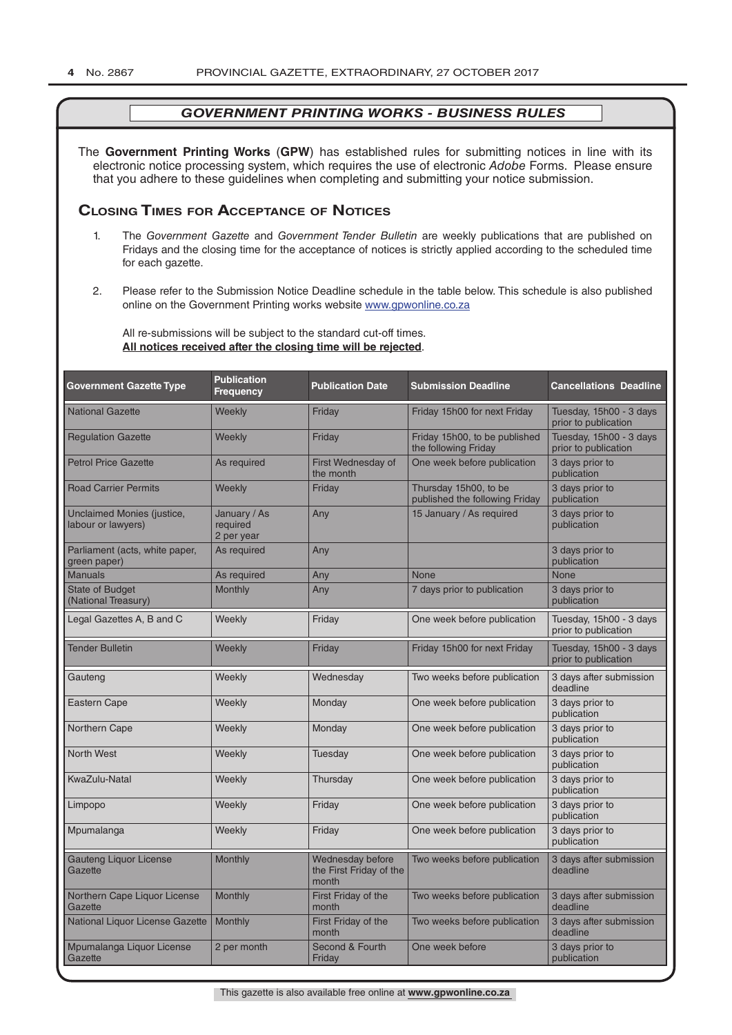## GOVERNMENT PRINTING WORKS - BUSINESS RULES

The **Government Printing Works** (**GPW**) has established rules for submitting notices in line with its electronic notice processing system, which requires the use of electronic *Adobe* Forms. Please ensure that you adhere to these guidelines when completing and submitting your notice submission.

### Closing Times for Acceptance of Notices

1. The *Government Gazette* and *Government Tender Bulletin* are weekly publications that are published on Fridays and the closing time for the acceptance of notices is strictly applied according to the scheduled time for each gazette.

2. Please refer to the Submission Notice Deadline schedule in the table below. This schedule is also published online on the Government Printing works website www.gpwonline.co.za

   All re-submissions will be subject to the standard cut-off times.
   **All notices received after the closing time will be rejected**.

| Government Gazette Type | Publication Frequency | Publication Date | Submission Deadline | Cancellations Deadline |
|---|---|---|---|---|
| National Gazette | Weekly | Friday | Friday 15h00 for next Friday | Tuesday, 15h00 - 3 days prior to publication |
| Regulation Gazette | Weekly | Friday | Friday 15h00, to be published the following Friday | Tuesday, 15h00 - 3 days prior to publication |
| Petrol Price Gazette | As required | First Wednesday of the month | One week before publication | 3 days prior to publication |
| Road Carrier Permits | Weekly | Friday | Thursday 15h00, to be published the following Friday | 3 days prior to publication |
| Unclaimed Monies (justice, labour or lawyers) | January / As required 2 per year | Any | 15 January / As required | 3 days prior to publication |
| Parliament (acts, white paper, green paper) | As required | Any | | 3 days prior to publication |
| Manuals | As required | Any | None | None |
| State of Budget (National Treasury) | Monthly | Any | 7 days prior to publication | 3 days prior to publication |
| Legal Gazettes A, B and C | Weekly | Friday | One week before publication | Tuesday, 15h00 - 3 days prior to publication |
| Tender Bulletin | Weekly | Friday | Friday 15h00 for next Friday | Tuesday, 15h00 - 3 days prior to publication |
| Gauteng | Weekly | Wednesday | Two weeks before publication | 3 days after submission deadline |
| Eastern Cape | Weekly | Monday | One week before publication | 3 days prior to publication |
| Northern Cape | Weekly | Monday | One week before publication | 3 days prior to publication |
| North West | Weekly | Tuesday | One week before publication | 3 days prior to publication |
| KwaZulu-Natal | Weekly | Thursday | One week before publication | 3 days prior to publication |
| Limpopo | Weekly | Friday | One week before publication | 3 days prior to publication |
| Mpumalanga | Weekly | Friday | One week before publication | 3 days prior to publication |
| Gauteng Liquor License Gazette | Monthly | Wednesday before the First Friday of the month | Two weeks before publication | 3 days after submission deadline |
| Northern Cape Liquor License Gazette | Monthly | First Friday of the month | Two weeks before publication | 3 days after submission deadline |
| National Liquor License Gazette | Monthly | First Friday of the month | Two weeks before publication | 3 days after submission deadline |
| Mpumalanga Liquor License Gazette | 2 per month | Second & Fourth Friday | One week before | 3 days prior to publication |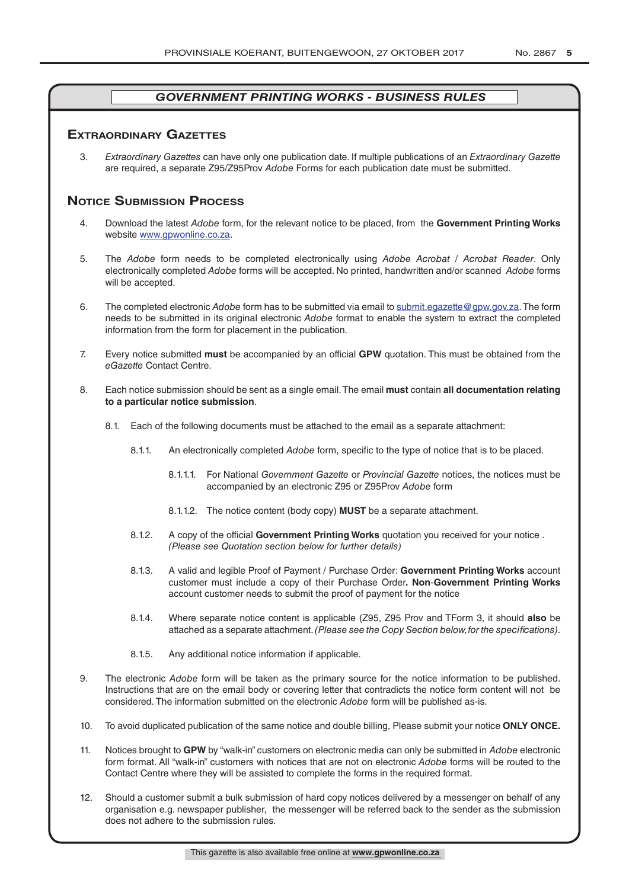## *GOVERNMENT PRINTING WORKS - BUSINESS RULES*

### Extraordinary Gazettes

3. *Extraordinary Gazettes* can have only one publication date. If multiple publications of an *Extraordinary Gazette* are required, a separate Z95/Z95Prov *Adobe* Forms for each publication date must be submitted.

### Notice Submission Process

4. Download the latest *Adobe* form, for the relevant notice to be placed, from the **Government Printing Works** website www.gpwonline.co.za.

5. The *Adobe* form needs to be completed electronically using *Adobe Acrobat* / *Acrobat Reader*. Only electronically completed *Adobe* forms will be accepted. No printed, handwritten and/or scanned *Adobe* forms will be accepted.

6. The completed electronic *Adobe* form has to be submitted via email to submit.egazette@gpw.gov.za. The form needs to be submitted in its original electronic *Adobe* format to enable the system to extract the completed information from the form for placement in the publication.

7. Every notice submitted **must** be accompanied by an official **GPW** quotation. This must be obtained from the *eGazette* Contact Centre.

8. Each notice submission should be sent as a single email. The email **must** contain **all documentation relating to a particular notice submission**.

   8.1. Each of the following documents must be attached to the email as a separate attachment:

   8.1.1. An electronically completed *Adobe* form, specific to the type of notice that is to be placed.

   8.1.1.1. For National *Government Gazette* or *Provincial Gazette* notices, the notices must be accompanied by an electronic Z95 or Z95Prov *Adobe* form

   8.1.1.2. The notice content (body copy) **MUST** be a separate attachment.

   8.1.2. A copy of the official **Government Printing Works** quotation you received for your notice . *(Please see Quotation section below for further details)*

   8.1.3. A valid and legible Proof of Payment / Purchase Order: **Government Printing Works** account customer must include a copy of their Purchase Order**. Non-Government Printing Works** account customer needs to submit the proof of payment for the notice

   8.1.4. Where separate notice content is applicable (Z95, Z95 Prov and TForm 3, it should **also** be attached as a separate attachment. *(Please see the Copy Section below, for the specifications)*.

   8.1.5. Any additional notice information if applicable.

9. The electronic *Adobe* form will be taken as the primary source for the notice information to be published. Instructions that are on the email body or covering letter that contradicts the notice form content will not be considered. The information submitted on the electronic *Adobe* form will be published as-is.

10. To avoid duplicated publication of the same notice and double billing, Please submit your notice **ONLY ONCE.**

11. Notices brought to **GPW** by "walk-in" customers on electronic media can only be submitted in *Adobe* electronic form format. All "walk-in" customers with notices that are not on electronic *Adobe* forms will be routed to the Contact Centre where they will be assisted to complete the forms in the required format.

12. Should a customer submit a bulk submission of hard copy notices delivered by a messenger on behalf of any organisation e.g. newspaper publisher, the messenger will be referred back to the sender as the submission does not adhere to the submission rules.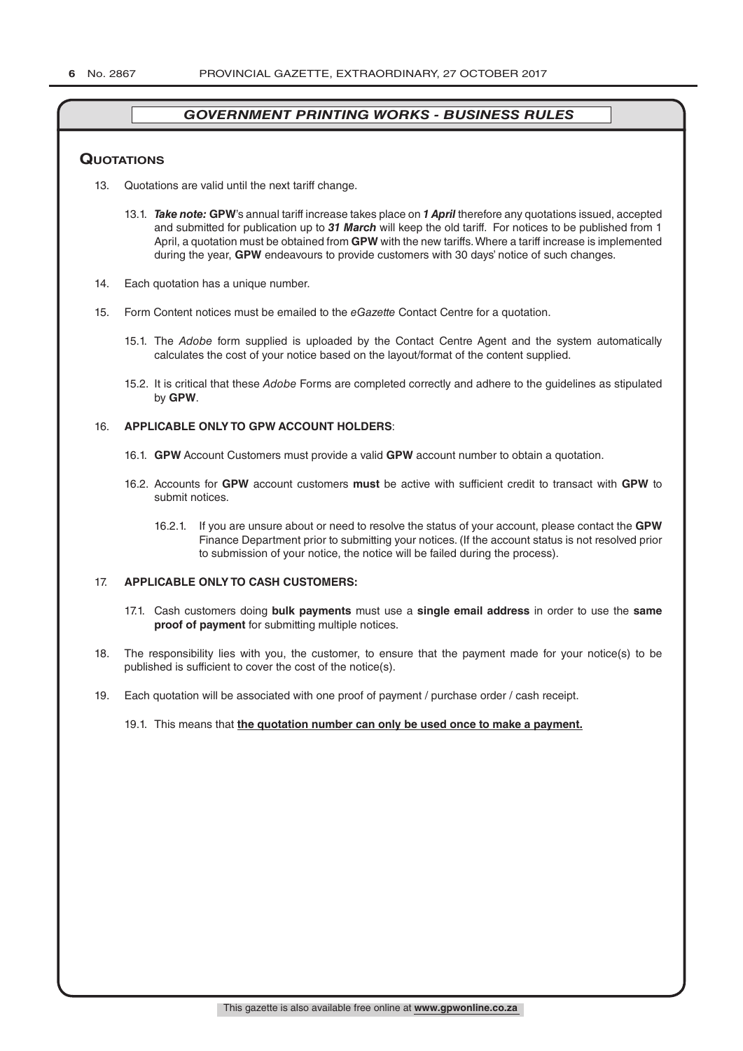## GOVERNMENT PRINTING WORKS - BUSINESS RULES

### Quotations

13. Quotations are valid until the next tariff change.

    13.1. ***Take note:*** **GPW**'s annual tariff increase takes place on ***1 April*** therefore any quotations issued, accepted and submitted for publication up to ***31 March*** will keep the old tariff. For notices to be published from 1 April, a quotation must be obtained from **GPW** with the new tariffs. Where a tariff increase is implemented during the year, **GPW** endeavours to provide customers with 30 days' notice of such changes.

14. Each quotation has a unique number.

15. Form Content notices must be emailed to the *eGazette* Contact Centre for a quotation.

    15.1. The *Adobe* form supplied is uploaded by the Contact Centre Agent and the system automatically calculates the cost of your notice based on the layout/format of the content supplied.

    15.2. It is critical that these *Adobe* Forms are completed correctly and adhere to the guidelines as stipulated by **GPW**.

16. **APPLICABLE ONLY TO GPW ACCOUNT HOLDERS**:

    16.1. **GPW** Account Customers must provide a valid **GPW** account number to obtain a quotation.

    16.2. Accounts for **GPW** account customers **must** be active with sufficient credit to transact with **GPW** to submit notices.

    16.2.1. If you are unsure about or need to resolve the status of your account, please contact the **GPW** Finance Department prior to submitting your notices. (If the account status is not resolved prior to submission of your notice, the notice will be failed during the process).

17. **APPLICABLE ONLY TO CASH CUSTOMERS:**

    17.1. Cash customers doing **bulk payments** must use a **single email address** in order to use the **same proof of payment** for submitting multiple notices.

18. The responsibility lies with you, the customer, to ensure that the payment made for your notice(s) to be published is sufficient to cover the cost of the notice(s).

19. Each quotation will be associated with one proof of payment / purchase order / cash receipt.

    19.1. This means that **the quotation number can only be used once to make a payment.**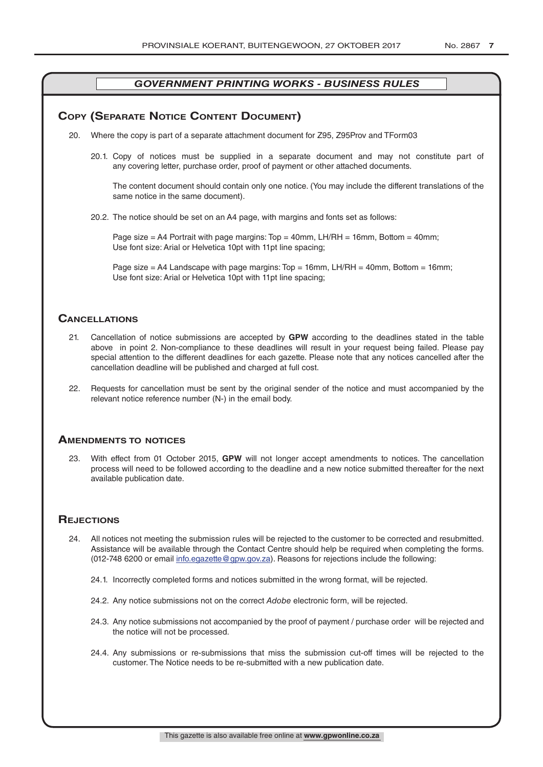### *GOVERNMENT PRINTING WORKS - BUSINESS RULES*

## Copy (Separate Notice Content Document)

20. Where the copy is part of a separate attachment document for Z95, Z95Prov and TForm03

 20.1. Copy of notices must be supplied in a separate document and may not constitute part of any covering letter, purchase order, proof of payment or other attached documents.

 The content document should contain only one notice. (You may include the different translations of the same notice in the same document).

 20.2. The notice should be set on an A4 page, with margins and fonts set as follows:

 Page size = A4 Portrait with page margins: Top = 40mm, LH/RH = 16mm, Bottom = 40mm;
 Use font size: Arial or Helvetica 10pt with 11pt line spacing;

 Page size = A4 Landscape with page margins: Top = 16mm, LH/RH = 40mm, Bottom = 16mm;
 Use font size: Arial or Helvetica 10pt with 11pt line spacing;

## Cancellations

21. Cancellation of notice submissions are accepted by **GPW** according to the deadlines stated in the table above in point 2. Non-compliance to these deadlines will result in your request being failed. Please pay special attention to the different deadlines for each gazette. Please note that any notices cancelled after the cancellation deadline will be published and charged at full cost.

22. Requests for cancellation must be sent by the original sender of the notice and must accompanied by the relevant notice reference number (N-) in the email body.

## Amendments to notices

23. With effect from 01 October 2015, **GPW** will not longer accept amendments to notices. The cancellation process will need to be followed according to the deadline and a new notice submitted thereafter for the next available publication date.

## Rejections

24. All notices not meeting the submission rules will be rejected to the customer to be corrected and resubmitted. Assistance will be available through the Contact Centre should help be required when completing the forms. (012-748 6200 or email info.egazette@gpw.gov.za). Reasons for rejections include the following:

 24.1. Incorrectly completed forms and notices submitted in the wrong format, will be rejected.

 24.2. Any notice submissions not on the correct *Adobe* electronic form, will be rejected.

 24.3. Any notice submissions not accompanied by the proof of payment / purchase order will be rejected and the notice will not be processed.

 24.4. Any submissions or re-submissions that miss the submission cut-off times will be rejected to the customer. The Notice needs to be re-submitted with a new publication date.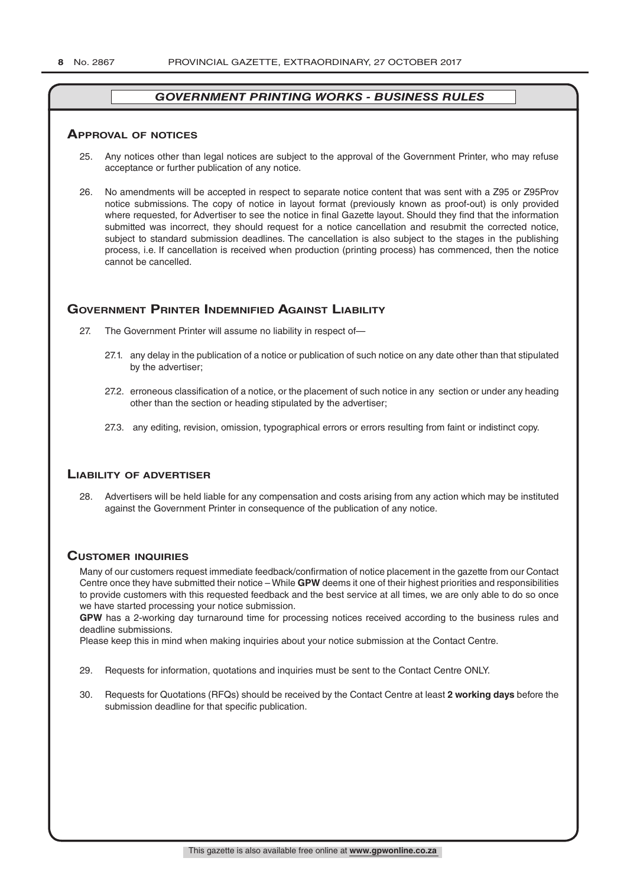## *GOVERNMENT PRINTING WORKS - BUSINESS RULES*

### Approval of notices

25. Any notices other than legal notices are subject to the approval of the Government Printer, who may refuse acceptance or further publication of any notice.

26. No amendments will be accepted in respect to separate notice content that was sent with a Z95 or Z95Prov notice submissions. The copy of notice in layout format (previously known as proof-out) is only provided where requested, for Advertiser to see the notice in final Gazette layout. Should they find that the information submitted was incorrect, they should request for a notice cancellation and resubmit the corrected notice, subject to standard submission deadlines. The cancellation is also subject to the stages in the publishing process, i.e. If cancellation is received when production (printing process) has commenced, then the notice cannot be cancelled.

### Government Printer Indemnified Against Liability

27. The Government Printer will assume no liability in respect of—

    27.1. any delay in the publication of a notice or publication of such notice on any date other than that stipulated by the advertiser;

    27.2. erroneous classification of a notice, or the placement of such notice in any section or under any heading other than the section or heading stipulated by the advertiser;

    27.3. any editing, revision, omission, typographical errors or errors resulting from faint or indistinct copy.

### Liability of advertiser

28. Advertisers will be held liable for any compensation and costs arising from any action which may be instituted against the Government Printer in consequence of the publication of any notice.

### Customer inquiries

Many of our customers request immediate feedback/confirmation of notice placement in the gazette from our Contact Centre once they have submitted their notice – While **GPW** deems it one of their highest priorities and responsibilities to provide customers with this requested feedback and the best service at all times, we are only able to do so once we have started processing your notice submission.

**GPW** has a 2-working day turnaround time for processing notices received according to the business rules and deadline submissions.

Please keep this in mind when making inquiries about your notice submission at the Contact Centre.

29. Requests for information, quotations and inquiries must be sent to the Contact Centre ONLY.

30. Requests for Quotations (RFQs) should be received by the Contact Centre at least **2 working days** before the submission deadline for that specific publication.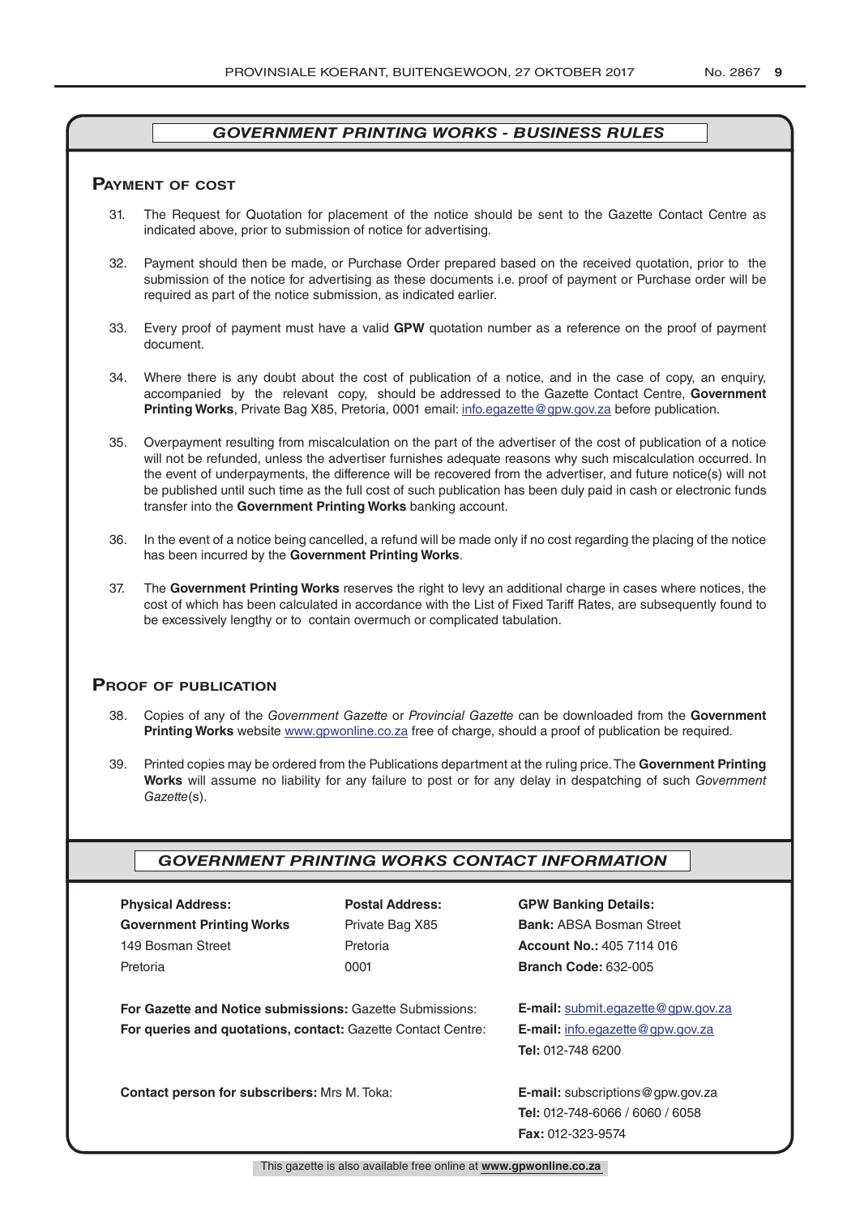## *GOVERNMENT PRINTING WORKS - BUSINESS RULES*

### Payment of cost

31. The Request for Quotation for placement of the notice should be sent to the Gazette Contact Centre as indicated above, prior to submission of notice for advertising.

32. Payment should then be made, or Purchase Order prepared based on the received quotation, prior to the submission of the notice for advertising as these documents i.e. proof of payment or Purchase order will be required as part of the notice submission, as indicated earlier.

33. Every proof of payment must have a valid **GPW** quotation number as a reference on the proof of payment document.

34. Where there is any doubt about the cost of publication of a notice, and in the case of copy, an enquiry, accompanied by the relevant copy, should be addressed to the Gazette Contact Centre, **Government Printing Works**, Private Bag X85, Pretoria, 0001 email: info.egazette@gpw.gov.za before publication.

35. Overpayment resulting from miscalculation on the part of the advertiser of the cost of publication of a notice will not be refunded, unless the advertiser furnishes adequate reasons why such miscalculation occurred. In the event of underpayments, the difference will be recovered from the advertiser, and future notice(s) will not be published until such time as the full cost of such publication has been duly paid in cash or electronic funds transfer into the **Government Printing Works** banking account.

36. In the event of a notice being cancelled, a refund will be made only if no cost regarding the placing of the notice has been incurred by the **Government Printing Works**.

37. The **Government Printing Works** reserves the right to levy an additional charge in cases where notices, the cost of which has been calculated in accordance with the List of Fixed Tariff Rates, are subsequently found to be excessively lengthy or to contain overmuch or complicated tabulation.

### Proof of publication

38. Copies of any of the *Government Gazette* or *Provincial Gazette* can be downloaded from the **Government Printing Works** website www.gpwonline.co.za free of charge, should a proof of publication be required.

39. Printed copies may be ordered from the Publications department at the ruling price. The **Government Printing Works** will assume no liability for any failure to post or for any delay in despatching of such *Government Gazette*(s).

## *GOVERNMENT PRINTING WORKS CONTACT INFORMATION*

| **Physical Address:** | **Postal Address:** | **GPW Banking Details:** |
|---|---|---|
| **Government Printing Works** | Private Bag X85 | **Bank:** ABSA Bosman Street |
| 149 Bosman Street | Pretoria | **Account No.:** 405 7114 016 |
| Pretoria | 0001 | **Branch Code:** 632-005 |

**For Gazette and Notice submissions:** Gazette Submissions: **E-mail:** submit.egazette@gpw.gov.za

**For queries and quotations, contact:** Gazette Contact Centre: **E-mail:** info.egazette@gpw.gov.za
**Tel:** 012-748 6200

**Contact person for subscribers:** Mrs M. Toka: **E-mail:** subscriptions@gpw.gov.za
**Tel:** 012-748-6066 / 6060 / 6058
**Fax:** 012-323-9574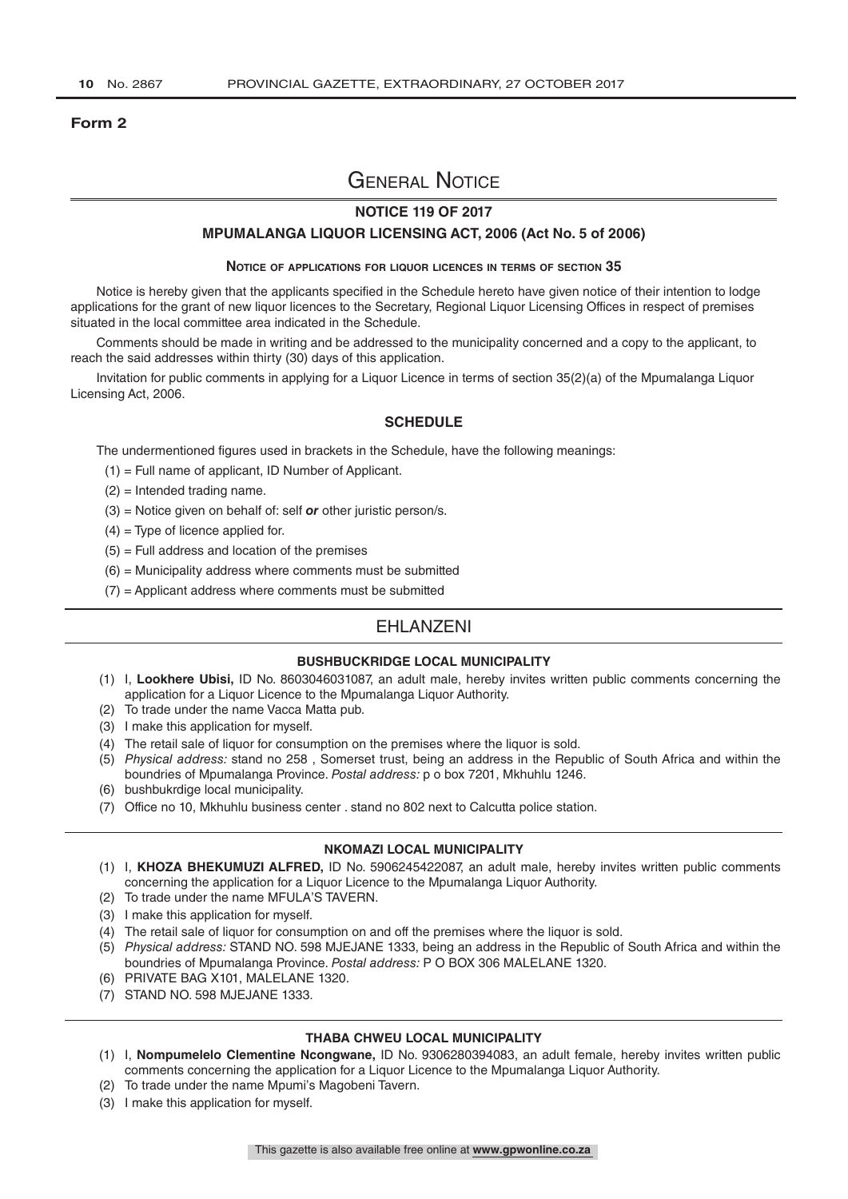**Form 2**

# General Notice

## NOTICE 119 OF 2017

### MPUMALANGA LIQUOR LICENSING ACT, 2006 (Act No. 5 of 2006)

**Notice of applications for liquor licences in terms of section 35**

Notice is hereby given that the applicants specified in the Schedule hereto have given notice of their intention to lodge applications for the grant of new liquor licences to the Secretary, Regional Liquor Licensing Offices in respect of premises situated in the local committee area indicated in the Schedule.

Comments should be made in writing and be addressed to the municipality concerned and a copy to the applicant, to reach the said addresses within thirty (30) days of this application.

Invitation for public comments in applying for a Liquor Licence in terms of section 35(2)(a) of the Mpumalanga Liquor Licensing Act, 2006.

## SCHEDULE

The undermentioned figures used in brackets in the Schedule, have the following meanings:

(1) = Full name of applicant, ID Number of Applicant.

(2) = Intended trading name.

(3) = Notice given on behalf of: self ***or*** other juristic person/s.

(4) = Type of licence applied for.

(5) = Full address and location of the premises

(6) = Municipality address where comments must be submitted

(7) = Applicant address where comments must be submitted

## EHLANZENI

### BUSHBUCKRIDGE LOCAL MUNICIPALITY

(1) I, **Lookhere Ubisi,** ID No. 8603046031087, an adult male, hereby invites written public comments concerning the application for a Liquor Licence to the Mpumalanga Liquor Authority.

(2) To trade under the name Vacca Matta pub.

(3) I make this application for myself.

(4) The retail sale of liquor for consumption on the premises where the liquor is sold.

(5) *Physical address:* stand no 258 , Somerset trust, being an address in the Republic of South Africa and within the boundries of Mpumalanga Province. *Postal address:* p o box 7201, Mkhuhlu 1246.

(6) bushbukrdige local municipality.

(7) Office no 10, Mkhuhlu business center . stand no 802 next to Calcutta police station.

### NKOMAZI LOCAL MUNICIPALITY

(1) I, **KHOZA BHEKUMUZI ALFRED,** ID No. 5906245422087, an adult male, hereby invites written public comments concerning the application for a Liquor Licence to the Mpumalanga Liquor Authority.

(2) To trade under the name MFULA'S TAVERN.

(3) I make this application for myself.

(4) The retail sale of liquor for consumption on and off the premises where the liquor is sold.

(5) *Physical address:* STAND NO. 598 MJEJANE 1333, being an address in the Republic of South Africa and within the boundries of Mpumalanga Province. *Postal address:* P O BOX 306 MALELANE 1320.

(6) PRIVATE BAG X101, MALELANE 1320.

(7) STAND NO. 598 MJEJANE 1333.

### THABA CHWEU LOCAL MUNICIPALITY

(1) I, **Nompumelelo Clementine Ncongwane,** ID No. 9306280394083, an adult female, hereby invites written public comments concerning the application for a Liquor Licence to the Mpumalanga Liquor Authority.

(2) To trade under the name Mpumi's Magobeni Tavern.

(3) I make this application for myself.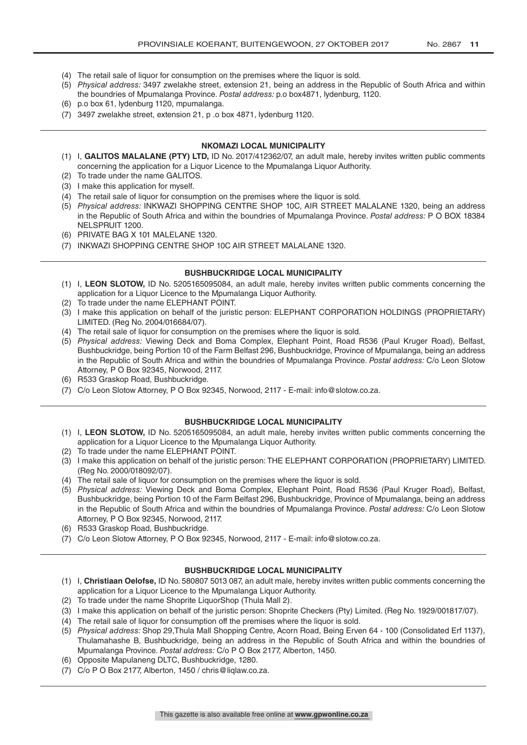(4) The retail sale of liquor for consumption on the premises where the liquor is sold.
(5) *Physical address:* 3497 zwelakhe street, extension 21, being an address in the Republic of South Africa and within the boundries of Mpumalanga Province. *Postal address:* p.o box4871, lydenburg, 1120.
(6) p.o box 61, lydenburg 1120, mpumalanga.
(7) 3497 zwelakhe street, extension 21, p .o box 4871, lydenburg 1120.

---

**NKOMAZI LOCAL MUNICIPALITY**

(1) I, **GALITOS MALALANE (PTY) LTD,** ID No. 2017/412362/07, an adult male, hereby invites written public comments concerning the application for a Liquor Licence to the Mpumalanga Liquor Authority.
(2) To trade under the name GALITOS.
(3) I make this application for myself.
(4) The retail sale of liquor for consumption on the premises where the liquor is sold.
(5) *Physical address:* INKWAZI SHOPPING CENTRE SHOP 10C, AIR STREET MALALANE 1320, being an address in the Republic of South Africa and within the boundries of Mpumalanga Province. *Postal address:* P O BOX 18384 NELSPRUIT 1200.
(6) PRIVATE BAG X 101 MALELANE 1320.
(7) INKWAZI SHOPPING CENTRE SHOP 10C AIR STREET MALALANE 1320.

---

**BUSHBUCKRIDGE LOCAL MUNICIPALITY**

(1) I, **LEON SLOTOW,** ID No. 5205165095084, an adult male, hereby invites written public comments concerning the application for a Liquor Licence to the Mpumalanga Liquor Authority.
(2) To trade under the name ELEPHANT POINT.
(3) I make this application on behalf of the juristic person: ELEPHANT CORPORATION HOLDINGS (PROPRIETARY) LIMITED. (Reg No. 2004/016684/07).
(4) The retail sale of liquor for consumption on the premises where the liquor is sold.
(5) *Physical address:* Viewing Deck and Boma Complex, Elephant Point, Road R536 (Paul Kruger Road), Belfast, Bushbuckridge, being Portion 10 of the Farm Belfast 296, Bushbuckridge, Province of Mpumalanga, being an address in the Republic of South Africa and within the boundries of Mpumalanga Province. *Postal address:* C/o Leon Slotow Attorney, P O Box 92345, Norwood, 2117.
(6) R533 Graskop Road, Bushbuckridge.
(7) C/o Leon Slotow Attorney, P O Box 92345, Norwood, 2117 - E-mail: info@slotow.co.za.

---

**BUSHBUCKRIDGE LOCAL MUNICIPALITY**

(1) I, **LEON SLOTOW,** ID No. 5205165095084, an adult male, hereby invites written public comments concerning the application for a Liquor Licence to the Mpumalanga Liquor Authority.
(2) To trade under the name ELEPHANT POINT.
(3) I make this application on behalf of the juristic person: THE ELEPHANT CORPORATION (PROPRIETARY) LIMITED. (Reg No. 2000/018092/07).
(4) The retail sale of liquor for consumption on the premises where the liquor is sold.
(5) *Physical address:* Viewing Deck and Boma Complex, Elephant Point, Road R536 (Paul Kruger Road), Belfast, Bushbuckridge, being Portion 10 of the Farm Belfast 296, Bushbuckridge, Province of Mpumalanga, being an address in the Republic of South Africa and within the boundries of Mpumalanga Province. *Postal address:* C/o Leon Slotow Attorney, P O Box 92345, Norwood, 2117.
(6) R533 Graskop Road, Bushbuckridge.
(7) C/o Leon Slotow Attorney, P O Box 92345, Norwood, 2117 - E-mail: info@slotow.co.za.

---

**BUSHBUCKRIDGE LOCAL MUNICIPALITY**

(1) I, **Christiaan Oelofse,** ID No. 580807 5013 087, an adult male, hereby invites written public comments concerning the application for a Liquor Licence to the Mpumalanga Liquor Authority.
(2) To trade under the name Shoprite LiquorShop (Thula Mall 2).
(3) I make this application on behalf of the juristic person: Shoprite Checkers (Pty) Limited. (Reg No. 1929/001817/07).
(4) The retail sale of liquor for consumption off the premises where the liquor is sold.
(5) *Physical address:* Shop 29,Thula Mall Shopping Centre, Acorn Road, Being Erven 64 - 100 (Consolidated Erf 1137), Thulamahashe B, Bushbuckridge, being an address in the Republic of South Africa and within the boundries of Mpumalanga Province. *Postal address:* C/o P O Box 2177, Alberton, 1450.
(6) Opposite Mapulaneng DLTC, Bushbuckridge, 1280.
(7) C/o P O Box 2177, Alberton, 1450 / chris@liqlaw.co.za.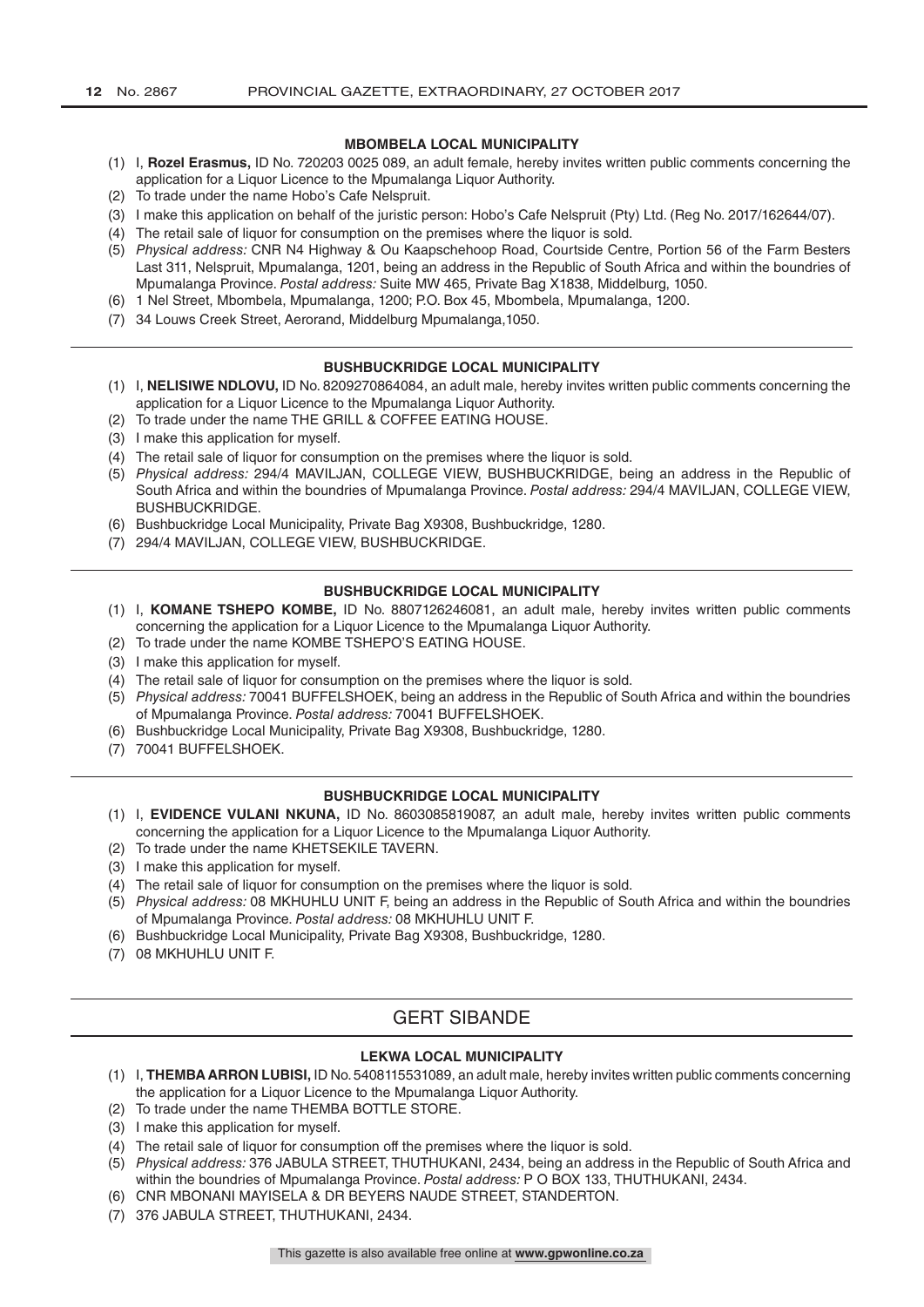#### MBOMBELA LOCAL MUNICIPALITY

(1) I, **Rozel Erasmus,** ID No. 720203 0025 089, an adult female, hereby invites written public comments concerning the application for a Liquor Licence to the Mpumalanga Liquor Authority.
(2) To trade under the name Hobo's Cafe Nelspruit.
(3) I make this application on behalf of the juristic person: Hobo's Cafe Nelspruit (Pty) Ltd. (Reg No. 2017/162644/07).
(4) The retail sale of liquor for consumption on the premises where the liquor is sold.
(5) *Physical address:* CNR N4 Highway & Ou Kaapschehoop Road, Courtside Centre, Portion 56 of the Farm Besters Last 311, Nelspruit, Mpumalanga, 1201, being an address in the Republic of South Africa and within the boundries of Mpumalanga Province. *Postal address:* Suite MW 465, Private Bag X1838, Middelburg, 1050.
(6) 1 Nel Street, Mbombela, Mpumalanga, 1200; P.O. Box 45, Mbombela, Mpumalanga, 1200.
(7) 34 Louws Creek Street, Aerorand, Middelburg Mpumalanga,1050.

---

#### BUSHBUCKRIDGE LOCAL MUNICIPALITY

(1) I, **NELISIWE NDLOVU,** ID No. 8209270864084, an adult male, hereby invites written public comments concerning the application for a Liquor Licence to the Mpumalanga Liquor Authority.
(2) To trade under the name THE GRILL & COFFEE EATING HOUSE.
(3) I make this application for myself.
(4) The retail sale of liquor for consumption on the premises where the liquor is sold.
(5) *Physical address:* 294/4 MAVILJAN, COLLEGE VIEW, BUSHBUCKRIDGE, being an address in the Republic of South Africa and within the boundries of Mpumalanga Province. *Postal address:* 294/4 MAVILJAN, COLLEGE VIEW, BUSHBUCKRIDGE.
(6) Bushbuckridge Local Municipality, Private Bag X9308, Bushbuckridge, 1280.
(7) 294/4 MAVILJAN, COLLEGE VIEW, BUSHBUCKRIDGE.

---

#### BUSHBUCKRIDGE LOCAL MUNICIPALITY

(1) I, **KOMANE TSHEPO KOMBE,** ID No. 8807126246081, an adult male, hereby invites written public comments concerning the application for a Liquor Licence to the Mpumalanga Liquor Authority.
(2) To trade under the name KOMBE TSHEPO'S EATING HOUSE.
(3) I make this application for myself.
(4) The retail sale of liquor for consumption on the premises where the liquor is sold.
(5) *Physical address:* 70041 BUFFELSHOEK, being an address in the Republic of South Africa and within the boundries of Mpumalanga Province. *Postal address:* 70041 BUFFELSHOEK.
(6) Bushbuckridge Local Municipality, Private Bag X9308, Bushbuckridge, 1280.
(7) 70041 BUFFELSHOEK.

---

#### BUSHBUCKRIDGE LOCAL MUNICIPALITY

(1) I, **EVIDENCE VULANI NKUNA,** ID No. 8603085819087, an adult male, hereby invites written public comments concerning the application for a Liquor Licence to the Mpumalanga Liquor Authority.
(2) To trade under the name KHETSEKILE TAVERN.
(3) I make this application for myself.
(4) The retail sale of liquor for consumption on the premises where the liquor is sold.
(5) *Physical address:* 08 MKHUHLU UNIT F, being an address in the Republic of South Africa and within the boundries of Mpumalanga Province. *Postal address:* 08 MKHUHLU UNIT F.
(6) Bushbuckridge Local Municipality, Private Bag X9308, Bushbuckridge, 1280.
(7) 08 MKHUHLU UNIT F.

---

## GERT SIBANDE

#### LEKWA LOCAL MUNICIPALITY

(1) I, **THEMBA ARRON LUBISI,** ID No. 5408115531089, an adult male, hereby invites written public comments concerning the application for a Liquor Licence to the Mpumalanga Liquor Authority.
(2) To trade under the name THEMBA BOTTLE STORE.
(3) I make this application for myself.
(4) The retail sale of liquor for consumption off the premises where the liquor is sold.
(5) *Physical address:* 376 JABULA STREET, THUTHUKANI, 2434, being an address in the Republic of South Africa and within the boundries of Mpumalanga Province. *Postal address:* P O BOX 133, THUTHUKANI, 2434.
(6) CNR MBONANI MAYISELA & DR BEYERS NAUDE STREET, STANDERTON.
(7) 376 JABULA STREET, THUTHUKANI, 2434.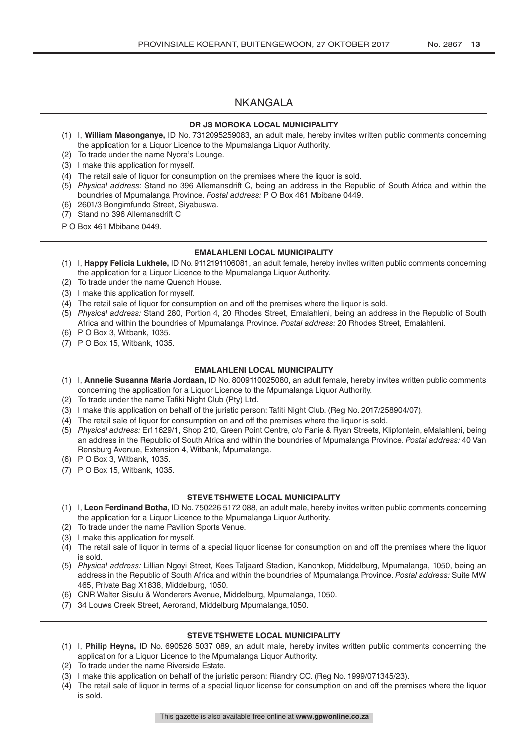## NKANGALA

### DR JS MOROKA LOCAL MUNICIPALITY

(1) I, **William Masonganye,** ID No. 7312095259083, an adult male, hereby invites written public comments concerning the application for a Liquor Licence to the Mpumalanga Liquor Authority.
(2) To trade under the name Nyora's Lounge.
(3) I make this application for myself.
(4) The retail sale of liquor for consumption on the premises where the liquor is sold.
(5) *Physical address:* Stand no 396 Allemansdrift C, being an address in the Republic of South Africa and within the boundries of Mpumalanga Province. *Postal address:* P O Box 461 Mbibane 0449.
(6) 2601/3 Bongimfundo Street, Siyabuswa.
(7) Stand no 396 Allemansdrift C

P O Box 461 Mbibane 0449.

### EMALAHLENI LOCAL MUNICIPALITY

(1) I, **Happy Felicia Lukhele,** ID No. 9112191106081, an adult female, hereby invites written public comments concerning the application for a Liquor Licence to the Mpumalanga Liquor Authority.
(2) To trade under the name Quench House.
(3) I make this application for myself.
(4) The retail sale of liquor for consumption on and off the premises where the liquor is sold.
(5) *Physical address:* Stand 280, Portion 4, 20 Rhodes Street, Emalahleni, being an address in the Republic of South Africa and within the boundries of Mpumalanga Province. *Postal address:* 20 Rhodes Street, Emalahleni.
(6) P O Box 3, Witbank, 1035.
(7) P O Box 15, Witbank, 1035.

### EMALAHLENI LOCAL MUNICIPALITY

(1) I, **Annelie Susanna Maria Jordaan,** ID No. 8009110025080, an adult female, hereby invites written public comments concerning the application for a Liquor Licence to the Mpumalanga Liquor Authority.
(2) To trade under the name Tafiki Night Club (Pty) Ltd.
(3) I make this application on behalf of the juristic person: Tafiti Night Club. (Reg No. 2017/258904/07).
(4) The retail sale of liquor for consumption on and off the premises where the liquor is sold.
(5) *Physical address:* Erf 1629/1, Shop 210, Green Point Centre, c/o Fanie & Ryan Streets, Klipfontein, eMalahleni, being an address in the Republic of South Africa and within the boundries of Mpumalanga Province. *Postal address:* 40 Van Rensburg Avenue, Extension 4, Witbank, Mpumalanga.
(6) P O Box 3, Witbank, 1035.
(7) P O Box 15, Witbank, 1035.

### STEVE TSHWETE LOCAL MUNICIPALITY

(1) I, **Leon Ferdinand Botha,** ID No. 750226 5172 088, an adult male, hereby invites written public comments concerning the application for a Liquor Licence to the Mpumalanga Liquor Authority.
(2) To trade under the name Pavilion Sports Venue.
(3) I make this application for myself.
(4) The retail sale of liquor in terms of a special liquor license for consumption on and off the premises where the liquor is sold.
(5) *Physical address:* Lillian Ngoyi Street, Kees Taljaard Stadion, Kanonkop, Middelburg, Mpumalanga, 1050, being an address in the Republic of South Africa and within the boundries of Mpumalanga Province. *Postal address:* Suite MW 465, Private Bag X1838, Middelburg, 1050.
(6) CNR Walter Sisulu & Wonderers Avenue, Middelburg, Mpumalanga, 1050.
(7) 34 Louws Creek Street, Aerorand, Middelburg Mpumalanga,1050.

### STEVE TSHWETE LOCAL MUNICIPALITY

(1) I, **Philip Heyns,** ID No. 690526 5037 089, an adult male, hereby invites written public comments concerning the application for a Liquor Licence to the Mpumalanga Liquor Authority.
(2) To trade under the name Riverside Estate.
(3) I make this application on behalf of the juristic person: Riandry CC. (Reg No. 1999/071345/23).
(4) The retail sale of liquor in terms of a special liquor license for consumption on and off the premises where the liquor is sold.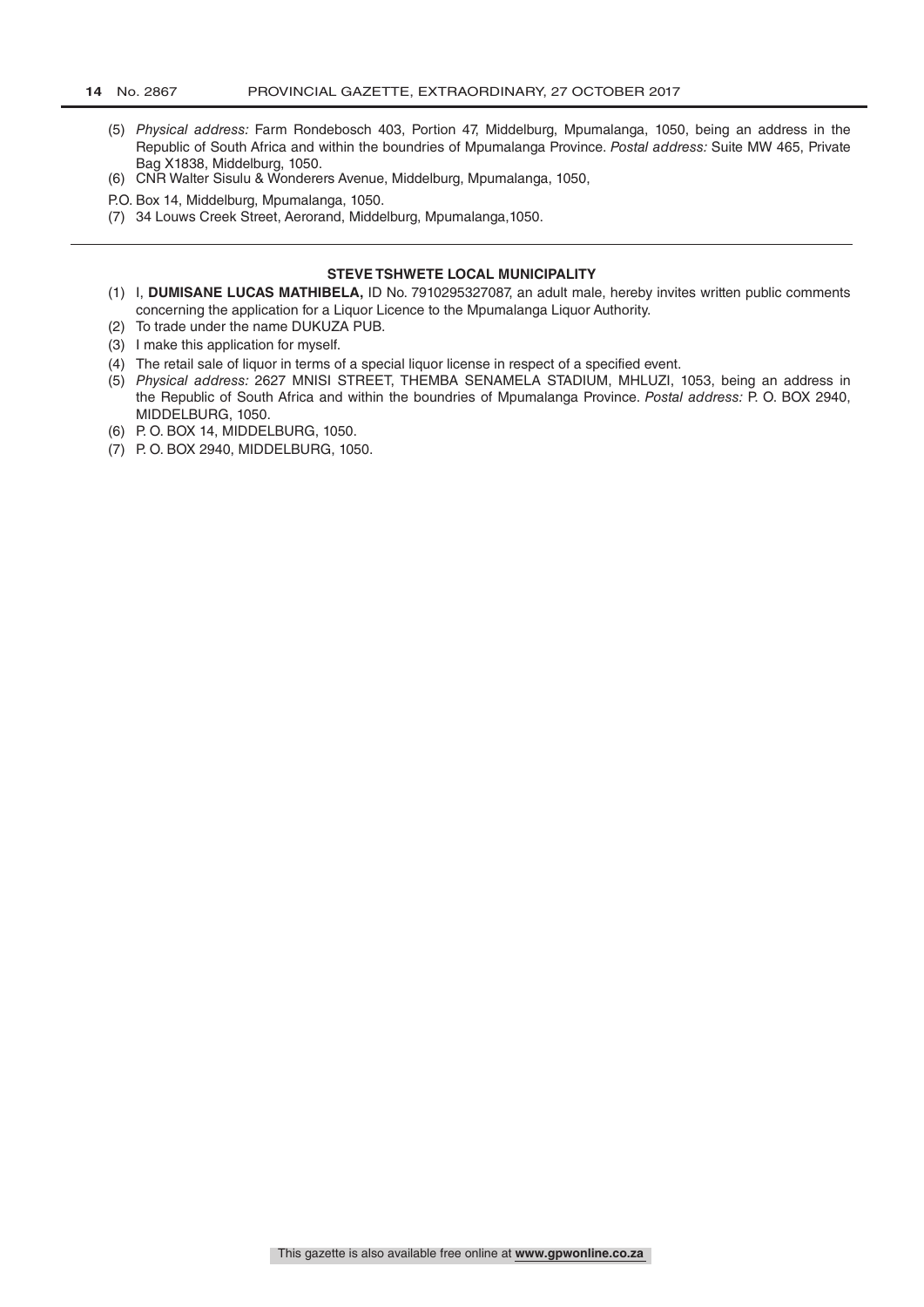(5) *Physical address:* Farm Rondebosch 403, Portion 47, Middelburg, Mpumalanga, 1050, being an address in the Republic of South Africa and within the boundries of Mpumalanga Province. *Postal address:* Suite MW 465, Private Bag X1838, Middelburg, 1050.

(6) CNR Walter Sisulu & Wonderers Avenue, Middelburg, Mpumalanga, 1050,

P.O. Box 14, Middelburg, Mpumalanga, 1050.

(7) 34 Louws Creek Street, Aerorand, Middelburg, Mpumalanga,1050.

---

**STEVE TSHWETE LOCAL MUNICIPALITY**

(1) I, **DUMISANE LUCAS MATHIBELA,** ID No. 7910295327087, an adult male, hereby invites written public comments concerning the application for a Liquor Licence to the Mpumalanga Liquor Authority.

(2) To trade under the name DUKUZA PUB.

(3) I make this application for myself.

(4) The retail sale of liquor in terms of a special liquor license in respect of a specified event.

(5) *Physical address:* 2627 MNISI STREET, THEMBA SENAMELA STADIUM, MHLUZI, 1053, being an address in the Republic of South Africa and within the boundries of Mpumalanga Province. *Postal address:* P. O. BOX 2940, MIDDELBURG, 1050.

(6) P. O. BOX 14, MIDDELBURG, 1050.

(7) P. O. BOX 2940, MIDDELBURG, 1050.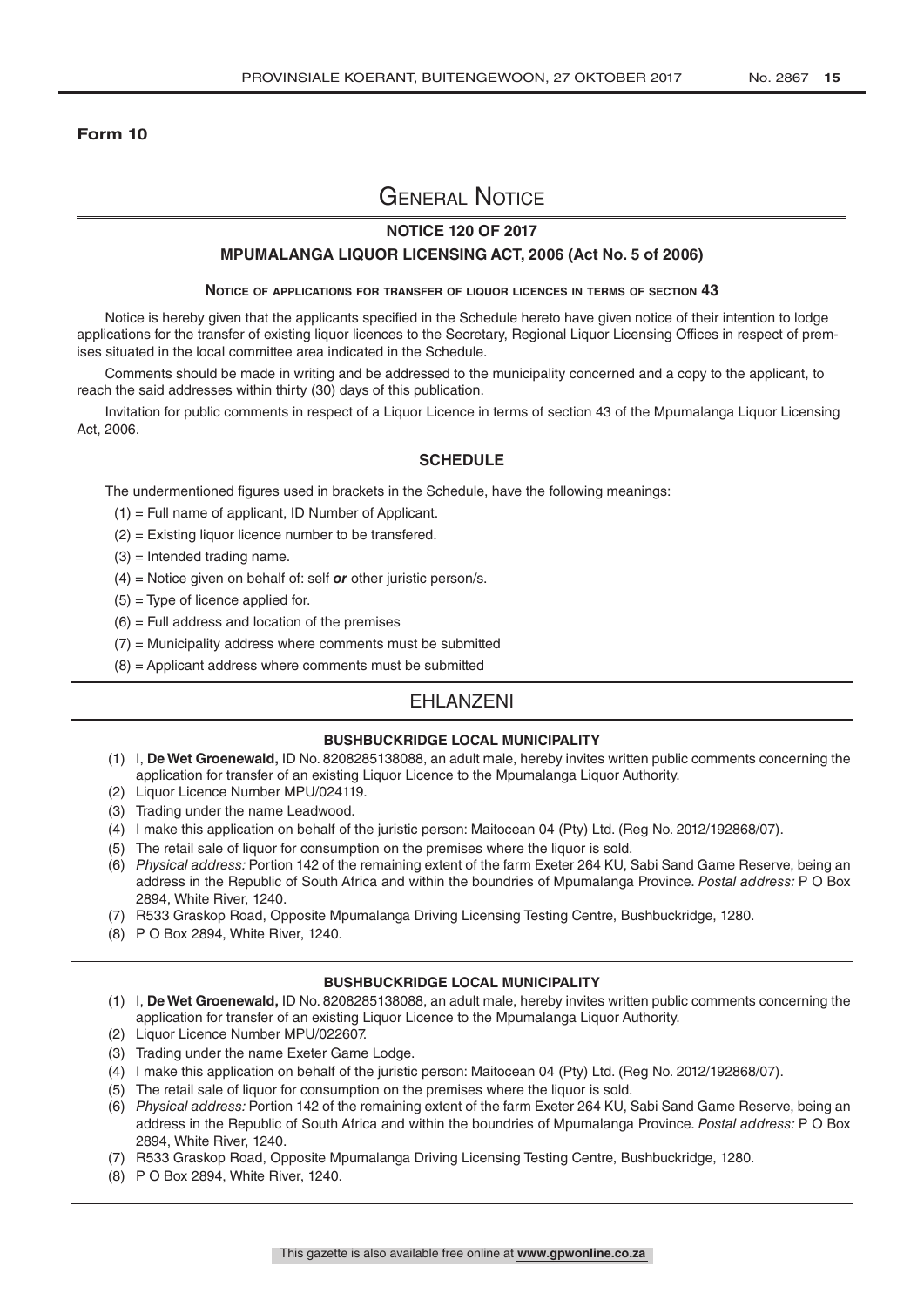**Form 10**

# General Notice

## NOTICE 120 OF 2017

## MPUMALANGA LIQUOR LICENSING ACT, 2006 (Act No. 5 of 2006)

### Notice of applications for transfer of liquor licences in terms of section 43

Notice is hereby given that the applicants specified in the Schedule hereto have given notice of their intention to lodge applications for the transfer of existing liquor licences to the Secretary, Regional Liquor Licensing Offices in respect of premises situated in the local committee area indicated in the Schedule.

Comments should be made in writing and be addressed to the municipality concerned and a copy to the applicant, to reach the said addresses within thirty (30) days of this publication.

Invitation for public comments in respect of a Liquor Licence in terms of section 43 of the Mpumalanga Liquor Licensing Act, 2006.

### SCHEDULE

The undermentioned figures used in brackets in the Schedule, have the following meanings:

(1) = Full name of applicant, ID Number of Applicant.

(2) = Existing liquor licence number to be transfered.

(3) = Intended trading name.

(4) = Notice given on behalf of: self ***or*** other juristic person/s.

(5) = Type of licence applied for.

(6) = Full address and location of the premises

(7) = Municipality address where comments must be submitted

(8) = Applicant address where comments must be submitted

## EHLANZENI

### BUSHBUCKRIDGE LOCAL MUNICIPALITY

(1) I, **De Wet Groenewald,** ID No. 8208285138088, an adult male, hereby invites written public comments concerning the application for transfer of an existing Liquor Licence to the Mpumalanga Liquor Authority.

(2) Liquor Licence Number MPU/024119.

(3) Trading under the name Leadwood.

(4) I make this application on behalf of the juristic person: Maitocean 04 (Pty) Ltd. (Reg No. 2012/192868/07).

(5) The retail sale of liquor for consumption on the premises where the liquor is sold.

(6) *Physical address:* Portion 142 of the remaining extent of the farm Exeter 264 KU, Sabi Sand Game Reserve, being an address in the Republic of South Africa and within the boundries of Mpumalanga Province. *Postal address:* P O Box 2894, White River, 1240.

(7) R533 Graskop Road, Opposite Mpumalanga Driving Licensing Testing Centre, Bushbuckridge, 1280.

(8) P O Box 2894, White River, 1240.

### BUSHBUCKRIDGE LOCAL MUNICIPALITY

(1) I, **De Wet Groenewald,** ID No. 8208285138088, an adult male, hereby invites written public comments concerning the application for transfer of an existing Liquor Licence to the Mpumalanga Liquor Authority.

(2) Liquor Licence Number MPU/022607.

(3) Trading under the name Exeter Game Lodge.

(4) I make this application on behalf of the juristic person: Maitocean 04 (Pty) Ltd. (Reg No. 2012/192868/07).

(5) The retail sale of liquor for consumption on the premises where the liquor is sold.

(6) *Physical address:* Portion 142 of the remaining extent of the farm Exeter 264 KU, Sabi Sand Game Reserve, being an address in the Republic of South Africa and within the boundries of Mpumalanga Province. *Postal address:* P O Box 2894, White River, 1240.

(7) R533 Graskop Road, Opposite Mpumalanga Driving Licensing Testing Centre, Bushbuckridge, 1280.

(8) P O Box 2894, White River, 1240.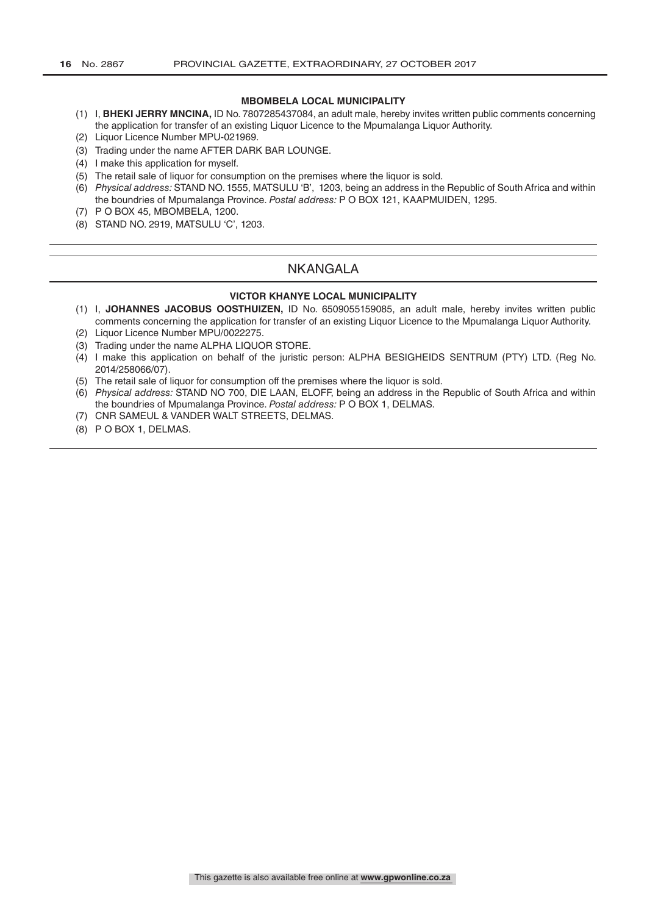**MBOMBELA LOCAL MUNICIPALITY**

(1) I, **BHEKI JERRY MNCINA,** ID No. 7807285437084, an adult male, hereby invites written public comments concerning the application for transfer of an existing Liquor Licence to the Mpumalanga Liquor Authority.
(2) Liquor Licence Number MPU-021969.
(3) Trading under the name AFTER DARK BAR LOUNGE.
(4) I make this application for myself.
(5) The retail sale of liquor for consumption on the premises where the liquor is sold.
(6) *Physical address:* STAND NO. 1555, MATSULU 'B', 1203, being an address in the Republic of South Africa and within the boundries of Mpumalanga Province. *Postal address:* P O BOX 121, KAAPMUIDEN, 1295.
(7) P O BOX 45, MBOMBELA, 1200.
(8) STAND NO. 2919, MATSULU 'C', 1203.

## NKANGALA

**VICTOR KHANYE LOCAL MUNICIPALITY**

(1) I, **JOHANNES JACOBUS OOSTHUIZEN,** ID No. 6509055159085, an adult male, hereby invites written public comments concerning the application for transfer of an existing Liquor Licence to the Mpumalanga Liquor Authority.
(2) Liquor Licence Number MPU/0022275.
(3) Trading under the name ALPHA LIQUOR STORE.
(4) I make this application on behalf of the juristic person: ALPHA BESIGHEIDS SENTRUM (PTY) LTD. (Reg No. 2014/258066/07).
(5) The retail sale of liquor for consumption off the premises where the liquor is sold.
(6) *Physical address:* STAND NO 700, DIE LAAN, ELOFF, being an address in the Republic of South Africa and within the boundries of Mpumalanga Province. *Postal address:* P O BOX 1, DELMAS.
(7) CNR SAMEUL & VANDER WALT STREETS, DELMAS.
(8) P O BOX 1, DELMAS.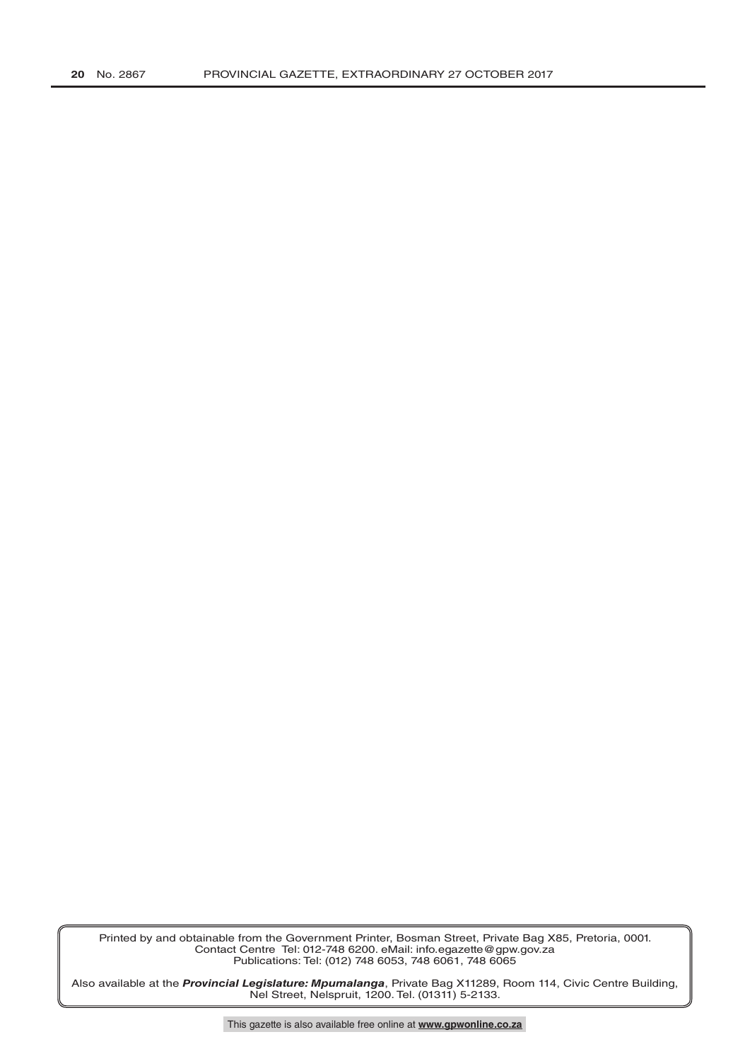Printed by and obtainable from the Government Printer, Bosman Street, Private Bag X85, Pretoria, 0001.
Contact Centre Tel: 012-748 6200. eMail: info.egazette@gpw.gov.za
Publications: Tel: (012) 748 6053, 748 6061, 748 6065

Also available at the ***Provincial Legislature: Mpumalanga***, Private Bag X11289, Room 114, Civic Centre Building, Nel Street, Nelspruit, 1200. Tel. (01311) 5-2133.

This gazette is also available free online at **www.gpwonline.co.za**